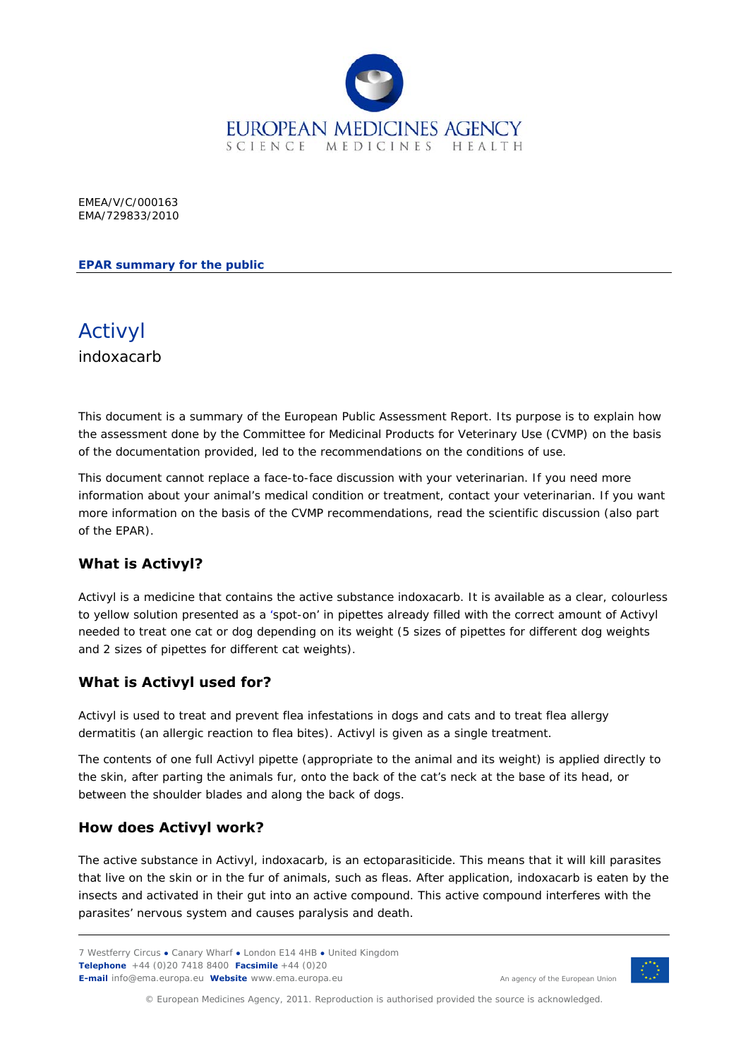EUROPEAN MEDICINES AGENCY
SCIENCE MEDICINES HEALTH

EMEA/V/C/000163
EMA/729833/2010

**EPAR summary for the public**

# Activyl

indoxacarb

This document is a summary of the European Public Assessment Report. Its purpose is to explain how the assessment done by the Committee for Medicinal Products for Veterinary Use (CVMP) on the basis of the documentation provided, led to the recommendations on the conditions of use.

This document cannot replace a face-to-face discussion with your veterinarian. If you need more information about your animal's medical condition or treatment, contact your veterinarian. If you want more information on the basis of the CVMP recommendations, read the scientific discussion (also part of the EPAR).

## What is Activyl?

Activyl is a medicine that contains the active substance indoxacarb. It is available as a clear, colourless to yellow solution presented as a 'spot-on' in pipettes already filled with the correct amount of Activyl needed to treat one cat or dog depending on its weight (5 sizes of pipettes for different dog weights and 2 sizes of pipettes for different cat weights).

## What is Activyl used for?

Activyl is used to treat and prevent flea infestations in dogs and cats and to treat flea allergy dermatitis (an allergic reaction to flea bites). Activyl is given as a single treatment.

The contents of one full Activyl pipette (appropriate to the animal and its weight) is applied directly to the skin, after parting the animals fur, onto the back of the cat's neck at the base of its head, or between the shoulder blades and along the back of dogs.

## How does Activyl work?

The active substance in Activyl, indoxacarb, is an ectoparasiticide. This means that it will kill parasites that live on the skin or in the fur of animals, such as fleas. After application, indoxacarb is eaten by the insects and activated in their gut into an active compound. This active compound interferes with the parasites' nervous system and causes paralysis and death.

7 Westferry Circus • Canary Wharf • London E14 4HB • United Kingdom
**Telephone** +44 (0)20 7418 8400 **Facsimile** +44 (0)20
**E-mail** info@ema.europa.eu **Website** www.ema.europa.eu

An agency of the European Union

© European Medicines Agency, 2011. Reproduction is authorised provided the source is acknowledged.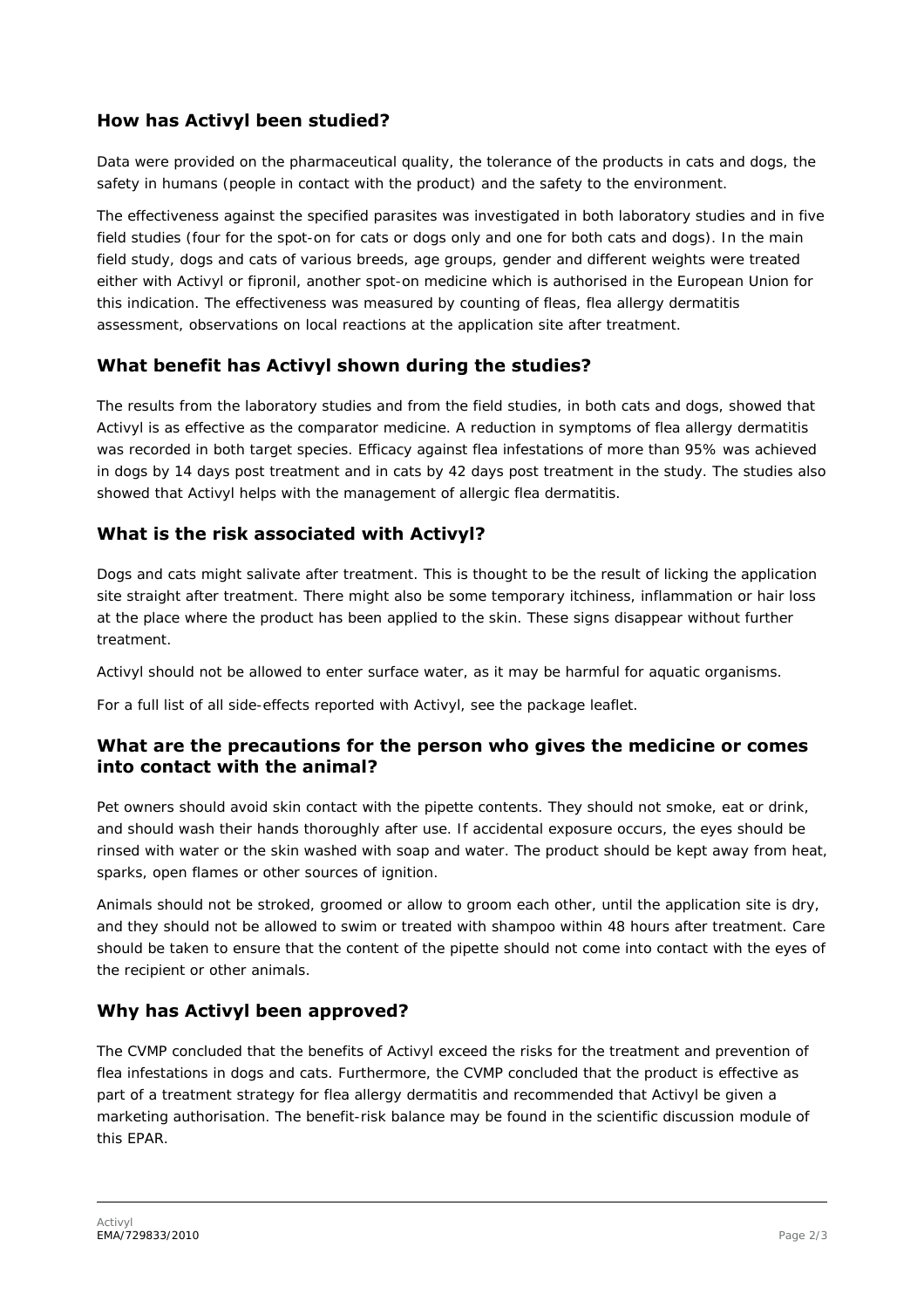## How has Activyl been studied?

Data were provided on the pharmaceutical quality, the tolerance of the products in cats and dogs, the safety in humans (people in contact with the product) and the safety to the environment.

The effectiveness against the specified parasites was investigated in both laboratory studies and in five field studies (four for the spot-on for cats or dogs only and one for both cats and dogs). In the main field study, dogs and cats of various breeds, age groups, gender and different weights were treated either with Activyl or fipronil, another spot-on medicine which is authorised in the European Union for this indication. The effectiveness was measured by counting of fleas, flea allergy dermatitis assessment, observations on local reactions at the application site after treatment.

## What benefit has Activyl shown during the studies?

The results from the laboratory studies and from the field studies, in both cats and dogs, showed that Activyl is as effective as the comparator medicine. A reduction in symptoms of flea allergy dermatitis was recorded in both target species. Efficacy against flea infestations of more than 95% was achieved in dogs by 14 days post treatment and in cats by 42 days post treatment in the study. The studies also showed that Activyl helps with the management of allergic flea dermatitis.

## What is the risk associated with Activyl?

Dogs and cats might salivate after treatment. This is thought to be the result of licking the application site straight after treatment. There might also be some temporary itchiness, inflammation or hair loss at the place where the product has been applied to the skin. These signs disappear without further treatment.

Activyl should not be allowed to enter surface water, as it may be harmful for aquatic organisms.

For a full list of all side-effects reported with Activyl, see the package leaflet.

## What are the precautions for the person who gives the medicine or comes into contact with the animal?

Pet owners should avoid skin contact with the pipette contents. They should not smoke, eat or drink, and should wash their hands thoroughly after use. If accidental exposure occurs, the eyes should be rinsed with water or the skin washed with soap and water. The product should be kept away from heat, sparks, open flames or other sources of ignition.

Animals should not be stroked, groomed or allow to groom each other, until the application site is dry, and they should not be allowed to swim or treated with shampoo within 48 hours after treatment. Care should be taken to ensure that the content of the pipette should not come into contact with the eyes of the recipient or other animals.

## Why has Activyl been approved?

The CVMP concluded that the benefits of Activyl exceed the risks for the treatment and prevention of flea infestations in dogs and cats. Furthermore, the CVMP concluded that the product is effective as part of a treatment strategy for flea allergy dermatitis and recommended that Activyl be given a marketing authorisation. The benefit-risk balance may be found in the scientific discussion module of this EPAR.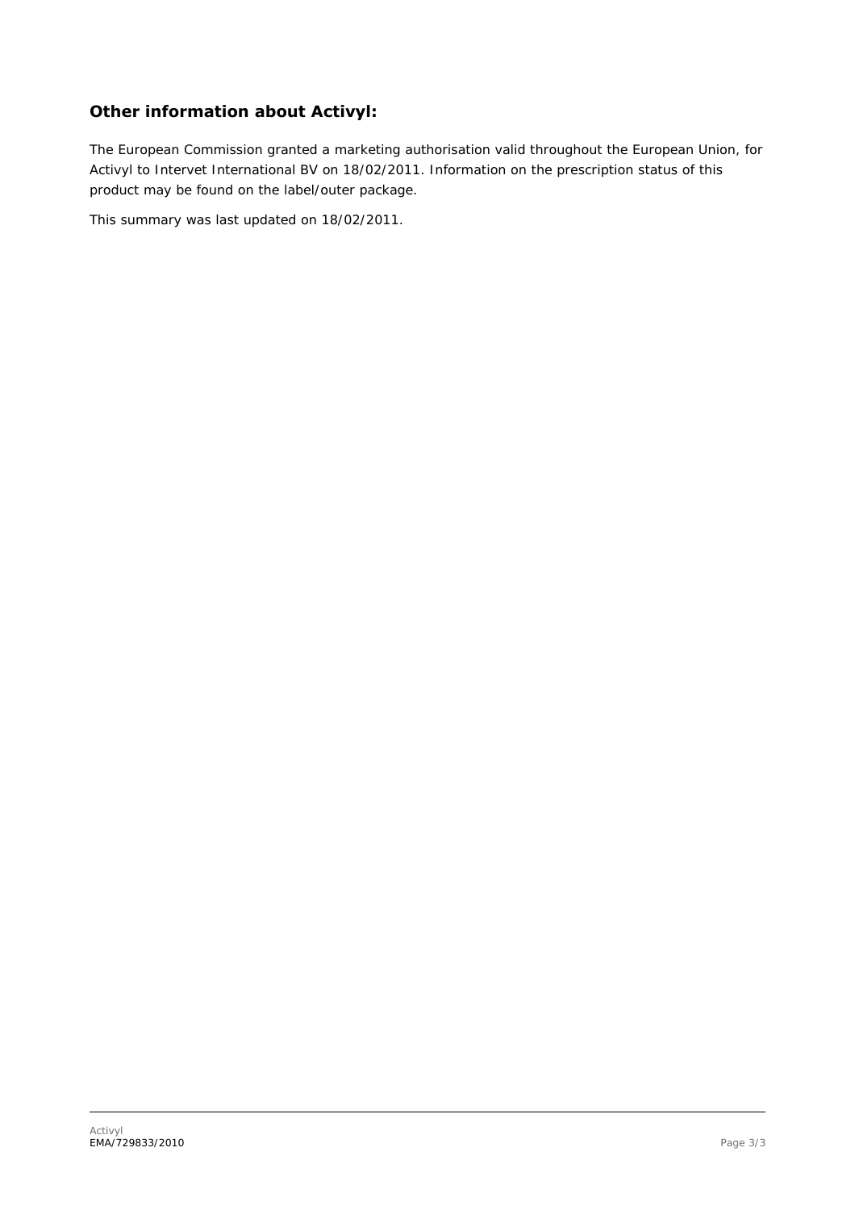## Other information about Activyl:

The European Commission granted a marketing authorisation valid throughout the European Union, for Activyl to Intervet International BV on 18/02/2011. Information on the prescription status of this product may be found on the label/outer package.

This summary was last updated on 18/02/2011.